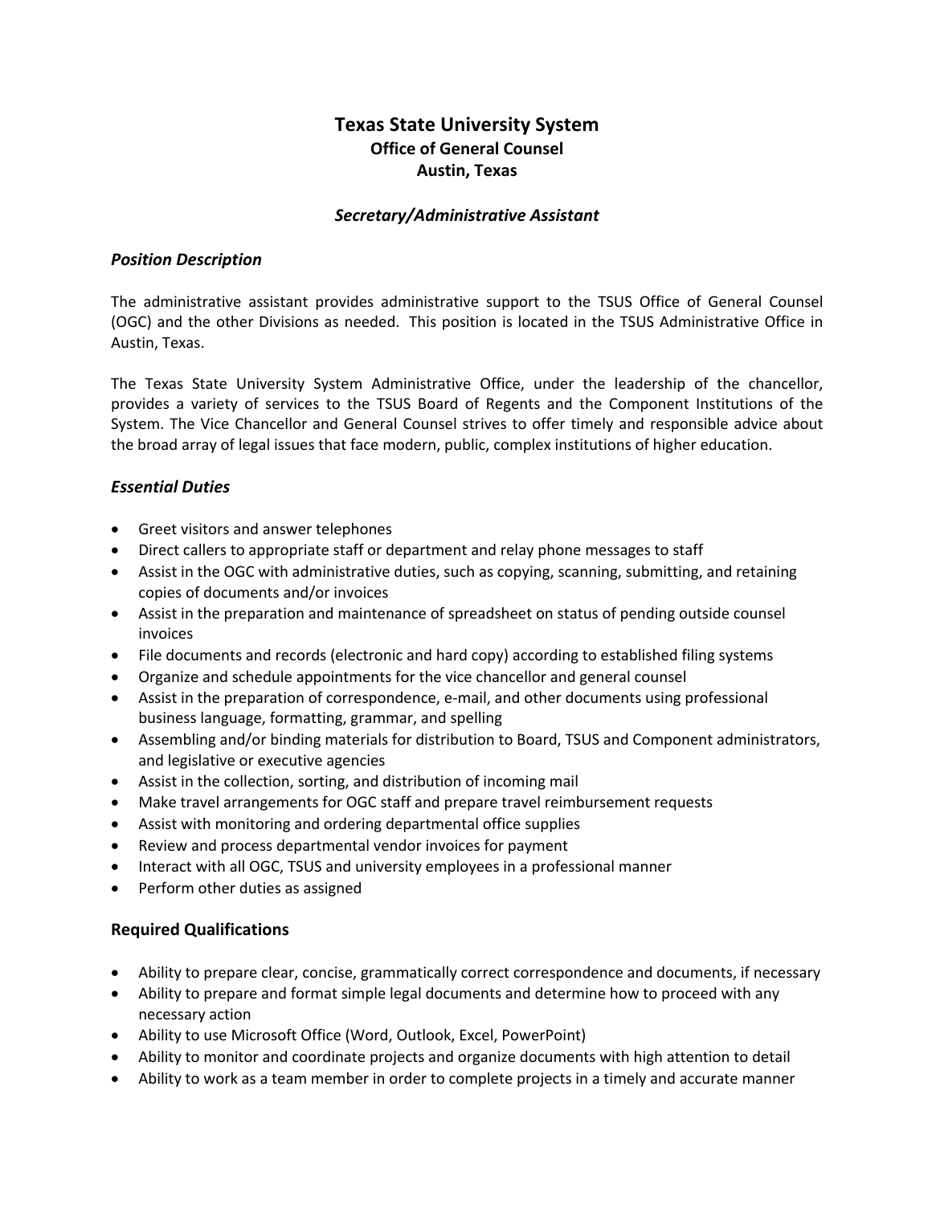# Texas State University System

## Office of General Counsel

## Austin, Texas

### *Secretary/Administrative Assistant*

### *Position Description*

The administrative assistant provides administrative support to the TSUS Office of General Counsel (OGC) and the other Divisions as needed. This position is located in the TSUS Administrative Office in Austin, Texas.

The Texas State University System Administrative Office, under the leadership of the chancellor, provides a variety of services to the TSUS Board of Regents and the Component Institutions of the System. The Vice Chancellor and General Counsel strives to offer timely and responsible advice about the broad array of legal issues that face modern, public, complex institutions of higher education.

### *Essential Duties*

- Greet visitors and answer telephones
- Direct callers to appropriate staff or department and relay phone messages to staff
- Assist in the OGC with administrative duties, such as copying, scanning, submitting, and retaining copies of documents and/or invoices
- Assist in the preparation and maintenance of spreadsheet on status of pending outside counsel invoices
- File documents and records (electronic and hard copy) according to established filing systems
- Organize and schedule appointments for the vice chancellor and general counsel
- Assist in the preparation of correspondence, e-mail, and other documents using professional business language, formatting, grammar, and spelling
- Assembling and/or binding materials for distribution to Board, TSUS and Component administrators, and legislative or executive agencies
- Assist in the collection, sorting, and distribution of incoming mail
- Make travel arrangements for OGC staff and prepare travel reimbursement requests
- Assist with monitoring and ordering departmental office supplies
- Review and process departmental vendor invoices for payment
- Interact with all OGC, TSUS and university employees in a professional manner
- Perform other duties as assigned

### Required Qualifications

- Ability to prepare clear, concise, grammatically correct correspondence and documents, if necessary
- Ability to prepare and format simple legal documents and determine how to proceed with any necessary action
- Ability to use Microsoft Office (Word, Outlook, Excel, PowerPoint)
- Ability to monitor and coordinate projects and organize documents with high attention to detail
- Ability to work as a team member in order to complete projects in a timely and accurate manner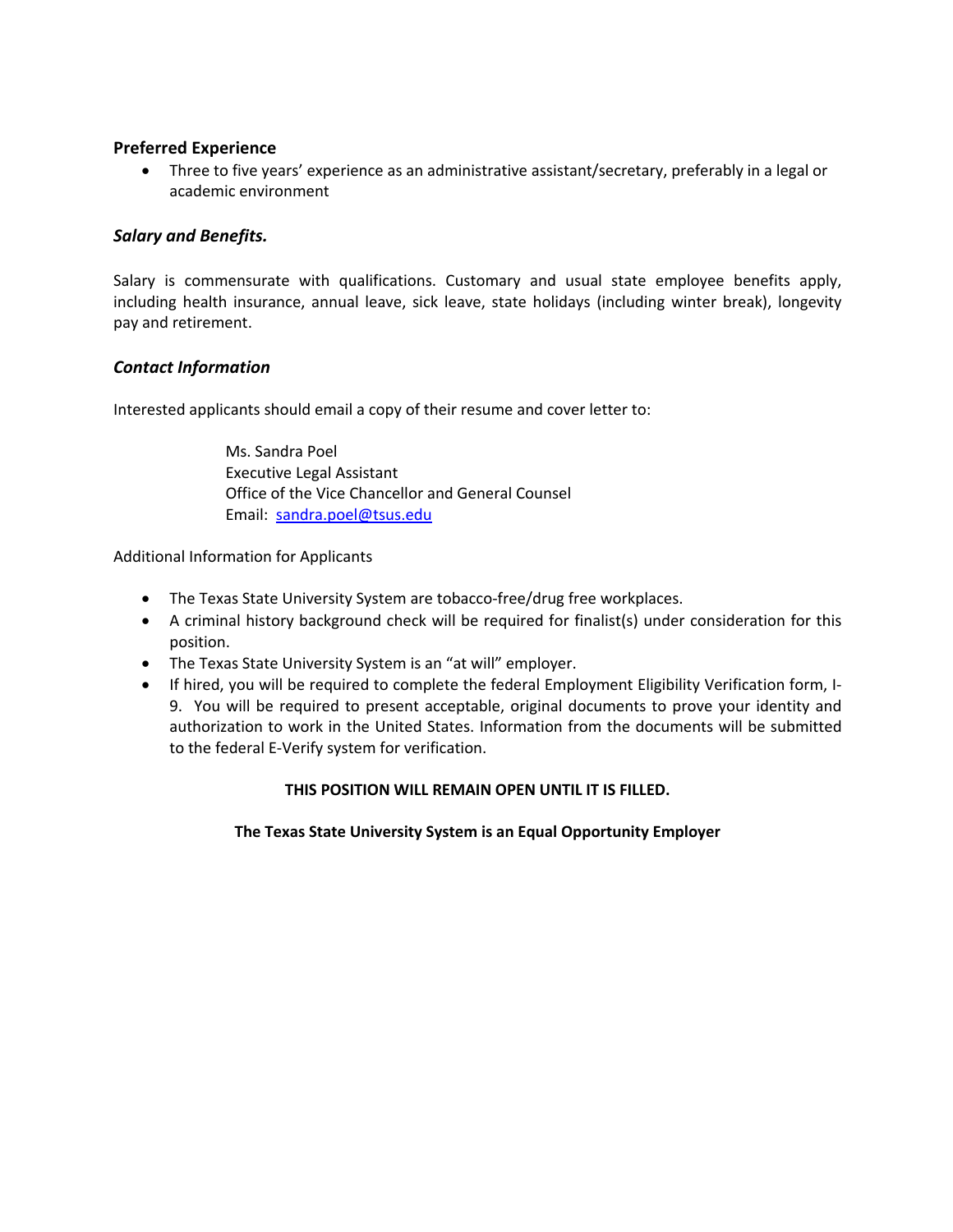**Preferred Experience**

- Three to five years' experience as an administrative assistant/secretary, preferably in a legal or academic environment

***Salary and Benefits.***

Salary is commensurate with qualifications. Customary and usual state employee benefits apply, including health insurance, annual leave, sick leave, state holidays (including winter break), longevity pay and retirement.

***Contact Information***

Interested applicants should email a copy of their resume and cover letter to:

> Ms. Sandra Poel
> Executive Legal Assistant
> Office of the Vice Chancellor and General Counsel
> Email: [sandra.poel@tsus.edu](mailto:sandra.poel@tsus.edu)

Additional Information for Applicants

- The Texas State University System are tobacco-free/drug free workplaces.
- A criminal history background check will be required for finalist(s) under consideration for this position.
- The Texas State University System is an "at will" employer.
- If hired, you will be required to complete the federal Employment Eligibility Verification form, I-9. You will be required to present acceptable, original documents to prove your identity and authorization to work in the United States. Information from the documents will be submitted to the federal E-Verify system for verification.

**THIS POSITION WILL REMAIN OPEN UNTIL IT IS FILLED.**

**The Texas State University System is an Equal Opportunity Employer**